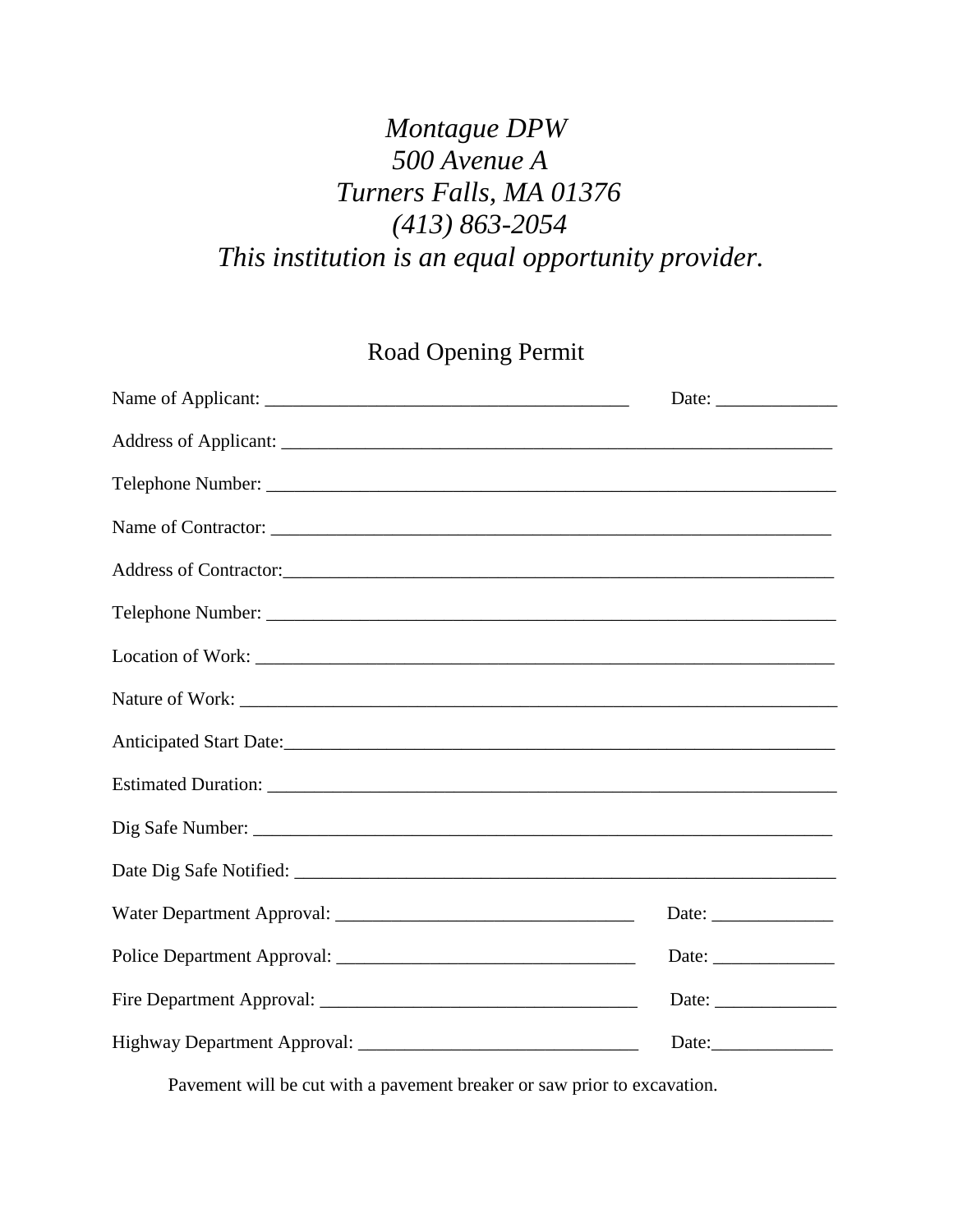*Montague DPW*
*500 Avenue A*
*Turners Falls, MA 01376*
*(413) 863-2054*
*This institution is an equal opportunity provider.*

## Road Opening Permit

Name of Applicant: ________________________________________ Date: _____________

Address of Applicant: ______________________________________________________________

Telephone Number: ________________________________________________________________

Name of Contractor: _______________________________________________________________

Address of Contractor:______________________________________________________________

Telephone Number: ________________________________________________________________

Location of Work: _________________________________________________________________

Nature of Work: __________________________________________________________________

Anticipated Start Date:______________________________________________________________

Estimated Duration: ________________________________________________________________

Dig Safe Number: _________________________________________________________________

Date Dig Safe Notified: _____________________________________________________________

Water Department Approval: _________________________________ Date: _____________

Police Department Approval: _________________________________ Date: _____________

Fire Department Approval: ___________________________________ Date: _____________

Highway Department Approval: ______________________________ Date:_____________

Pavement will be cut with a pavement breaker or saw prior to excavation.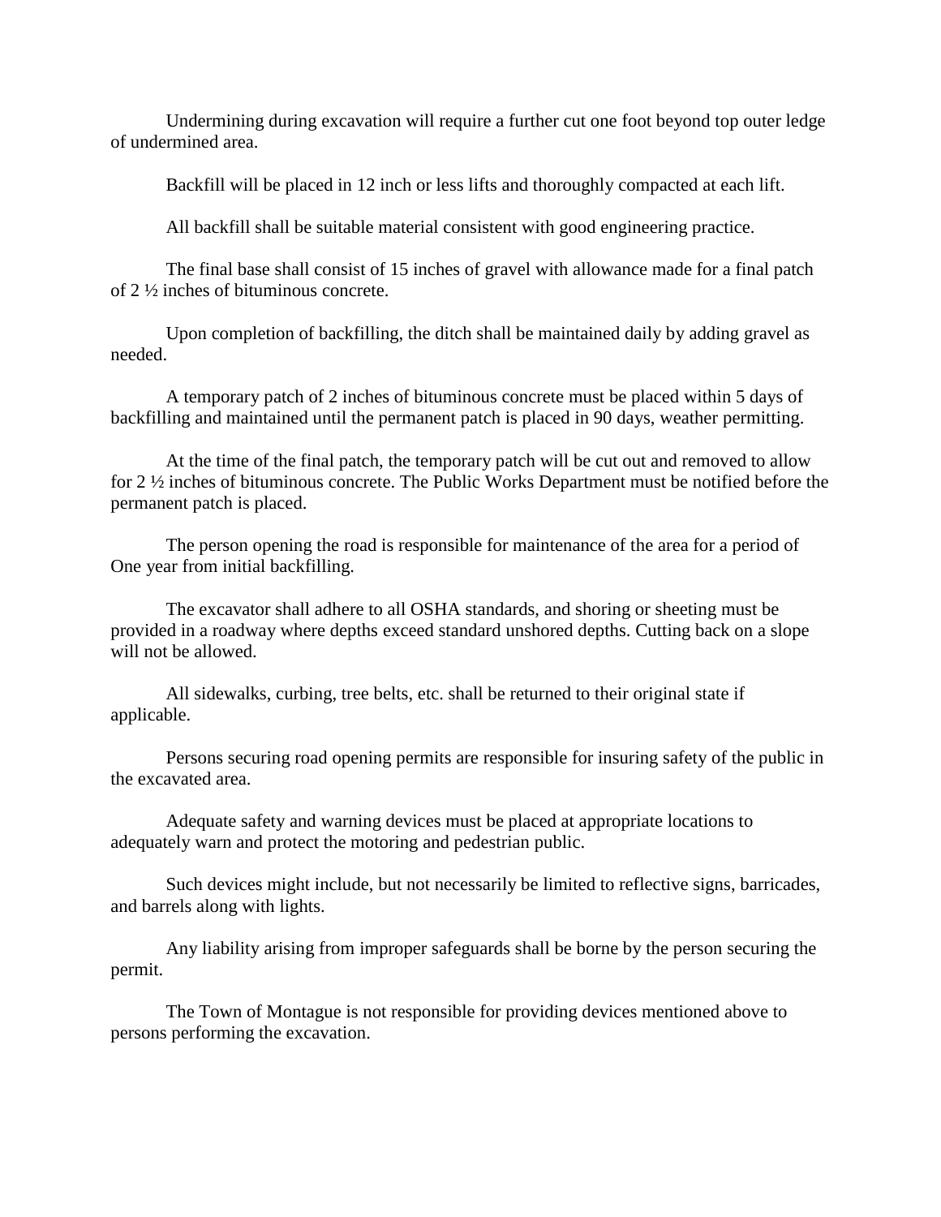Undermining during excavation will require a further cut one foot beyond top outer ledge of undermined area.

Backfill will be placed in 12 inch or less lifts and thoroughly compacted at each lift.

All backfill shall be suitable material consistent with good engineering practice.

The final base shall consist of 15 inches of gravel with allowance made for a final patch of 2 ½ inches of bituminous concrete.

Upon completion of backfilling, the ditch shall be maintained daily by adding gravel as needed.

A temporary patch of 2 inches of bituminous concrete must be placed within 5 days of backfilling and maintained until the permanent patch is placed in 90 days, weather permitting.

At the time of the final patch, the temporary patch will be cut out and removed to allow for 2 ½ inches of bituminous concrete. The Public Works Department must be notified before the permanent patch is placed.

The person opening the road is responsible for maintenance of the area for a period of One year from initial backfilling.

The excavator shall adhere to all OSHA standards, and shoring or sheeting must be provided in a roadway where depths exceed standard unshored depths. Cutting back on a slope will not be allowed.

All sidewalks, curbing, tree belts, etc. shall be returned to their original state if applicable.

Persons securing road opening permits are responsible for insuring safety of the public in the excavated area.

Adequate safety and warning devices must be placed at appropriate locations to adequately warn and protect the motoring and pedestrian public.

Such devices might include, but not necessarily be limited to reflective signs, barricades, and barrels along with lights.

Any liability arising from improper safeguards shall be borne by the person securing the permit.

The Town of Montague is not responsible for providing devices mentioned above to persons performing the excavation.